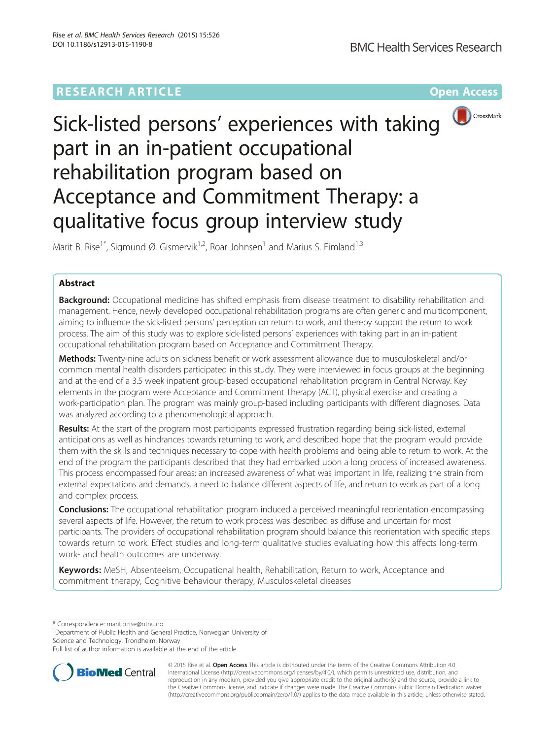RESEARCH ARTICLE

Open Access

# Sick-listed persons' experiences with taking part in an in-patient occupational rehabilitation program based on Acceptance and Commitment Therapy: a qualitative focus group interview study

Marit B. Rise[1*], Sigmund Ø. Gismervik[1,2], Roar Johnsen[1] and Marius S. Fimland[1,3]

## Abstract

**Background:** Occupational medicine has shifted emphasis from disease treatment to disability rehabilitation and management. Hence, newly developed occupational rehabilitation programs are often generic and multicomponent, aiming to influence the sick-listed persons' perception on return to work, and thereby support the return to work process. The aim of this study was to explore sick-listed persons' experiences with taking part in an in-patient occupational rehabilitation program based on Acceptance and Commitment Therapy.

**Methods:** Twenty-nine adults on sickness benefit or work assessment allowance due to musculoskeletal and/or common mental health disorders participated in this study. They were interviewed in focus groups at the beginning and at the end of a 3.5 week inpatient group-based occupational rehabilitation program in Central Norway. Key elements in the program were Acceptance and Commitment Therapy (ACT), physical exercise and creating a work-participation plan. The program was mainly group-based including participants with different diagnoses. Data was analyzed according to a phenomenological approach.

**Results:** At the start of the program most participants expressed frustration regarding being sick-listed, external anticipations as well as hindrances towards returning to work, and described hope that the program would provide them with the skills and techniques necessary to cope with health problems and being able to return to work. At the end of the program the participants described that they had embarked upon a long process of increased awareness. This process encompassed four areas; an increased awareness of what was important in life, realizing the strain from external expectations and demands, a need to balance different aspects of life, and return to work as part of a long and complex process.

**Conclusions:** The occupational rehabilitation program induced a perceived meaningful reorientation encompassing several aspects of life. However, the return to work process was described as diffuse and uncertain for most participants. The providers of occupational rehabilitation program should balance this reorientation with specific steps towards return to work. Effect studies and long-term qualitative studies evaluating how this affects long-term work- and health outcomes are underway.

**Keywords:** MeSH, Absenteeism, Occupational health, Rehabilitation, Return to work, Acceptance and commitment therapy, Cognitive behaviour therapy, Musculoskeletal diseases

* Correspondence: marit.b.rise@ntnu.no
[1]Department of Public Health and General Practice, Norwegian University of Science and Technology, Trondheim, Norway
Full list of author information is available at the end of the article

© 2015 Rise et al. **Open Access** This article is distributed under the terms of the Creative Commons Attribution 4.0 International License (http://creativecommons.org/licenses/by/4.0/), which permits unrestricted use, distribution, and reproduction in any medium, provided you give appropriate credit to the original author(s) and the source, provide a link to the Creative Commons license, and indicate if changes were made. The Creative Commons Public Domain Dedication waiver (http://creativecommons.org/publicdomain/zero/1.0/) applies to the data made available in this article, unless otherwise stated.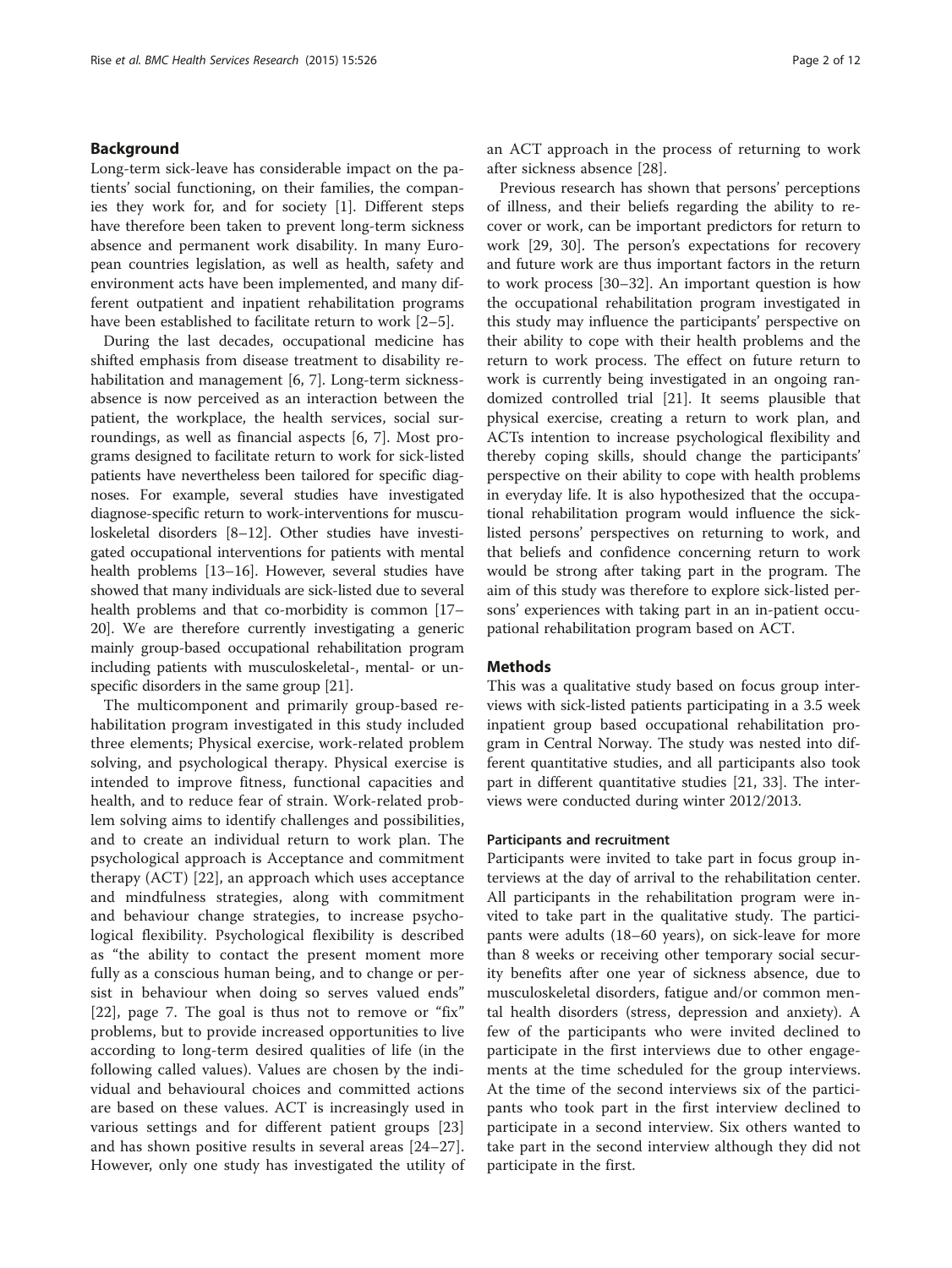## Background

Long-term sick-leave has considerable impact on the patients' social functioning, on their families, the companies they work for, and for society [1]. Different steps have therefore been taken to prevent long-term sickness absence and permanent work disability. In many European countries legislation, as well as health, safety and environment acts have been implemented, and many different outpatient and inpatient rehabilitation programs have been established to facilitate return to work [2–5].

During the last decades, occupational medicine has shifted emphasis from disease treatment to disability rehabilitation and management [6, 7]. Long-term sickness-absence is now perceived as an interaction between the patient, the workplace, the health services, social surroundings, as well as financial aspects [6, 7]. Most programs designed to facilitate return to work for sick-listed patients have nevertheless been tailored for specific diagnoses. For example, several studies have investigated diagnose-specific return to work-interventions for musculoskeletal disorders [8–12]. Other studies have investigated occupational interventions for patients with mental health problems [13–16]. However, several studies have showed that many individuals are sick-listed due to several health problems and that co-morbidity is common [17–20]. We are therefore currently investigating a generic mainly group-based occupational rehabilitation program including patients with musculoskeletal-, mental- or unspecific disorders in the same group [21].

The multicomponent and primarily group-based rehabilitation program investigated in this study included three elements; Physical exercise, work-related problem solving, and psychological therapy. Physical exercise is intended to improve fitness, functional capacities and health, and to reduce fear of strain. Work-related problem solving aims to identify challenges and possibilities, and to create an individual return to work plan. The psychological approach is Acceptance and commitment therapy (ACT) [22], an approach which uses acceptance and mindfulness strategies, along with commitment and behaviour change strategies, to increase psychological flexibility. Psychological flexibility is described as "the ability to contact the present moment more fully as a conscious human being, and to change or persist in behaviour when doing so serves valued ends" [22], page 7. The goal is thus not to remove or "fix" problems, but to provide increased opportunities to live according to long-term desired qualities of life (in the following called values). Values are chosen by the individual and behavioural choices and committed actions are based on these values. ACT is increasingly used in various settings and for different patient groups [23] and has shown positive results in several areas [24–27]. However, only one study has investigated the utility of an ACT approach in the process of returning to work after sickness absence [28].

Previous research has shown that persons' perceptions of illness, and their beliefs regarding the ability to recover or work, can be important predictors for return to work [29, 30]. The person's expectations for recovery and future work are thus important factors in the return to work process [30–32]. An important question is how the occupational rehabilitation program investigated in this study may influence the participants' perspective on their ability to cope with their health problems and the return to work process. The effect on future return to work is currently being investigated in an ongoing randomized controlled trial [21]. It seems plausible that physical exercise, creating a return to work plan, and ACTs intention to increase psychological flexibility and thereby coping skills, should change the participants' perspective on their ability to cope with health problems in everyday life. It is also hypothesized that the occupational rehabilitation program would influence the sick-listed persons' perspectives on returning to work, and that beliefs and confidence concerning return to work would be strong after taking part in the program. The aim of this study was therefore to explore sick-listed persons' experiences with taking part in an in-patient occupational rehabilitation program based on ACT.

## Methods

This was a qualitative study based on focus group interviews with sick-listed patients participating in a 3.5 week inpatient group based occupational rehabilitation program in Central Norway. The study was nested into different quantitative studies, and all participants also took part in different quantitative studies [21, 33]. The interviews were conducted during winter 2012/2013.

### Participants and recruitment

Participants were invited to take part in focus group interviews at the day of arrival to the rehabilitation center. All participants in the rehabilitation program were invited to take part in the qualitative study. The participants were adults (18–60 years), on sick-leave for more than 8 weeks or receiving other temporary social security benefits after one year of sickness absence, due to musculoskeletal disorders, fatigue and/or common mental health disorders (stress, depression and anxiety). A few of the participants who were invited declined to participate in the first interviews due to other engagements at the time scheduled for the group interviews. At the time of the second interviews six of the participants who took part in the first interview declined to participate in a second interview. Six others wanted to take part in the second interview although they did not participate in the first.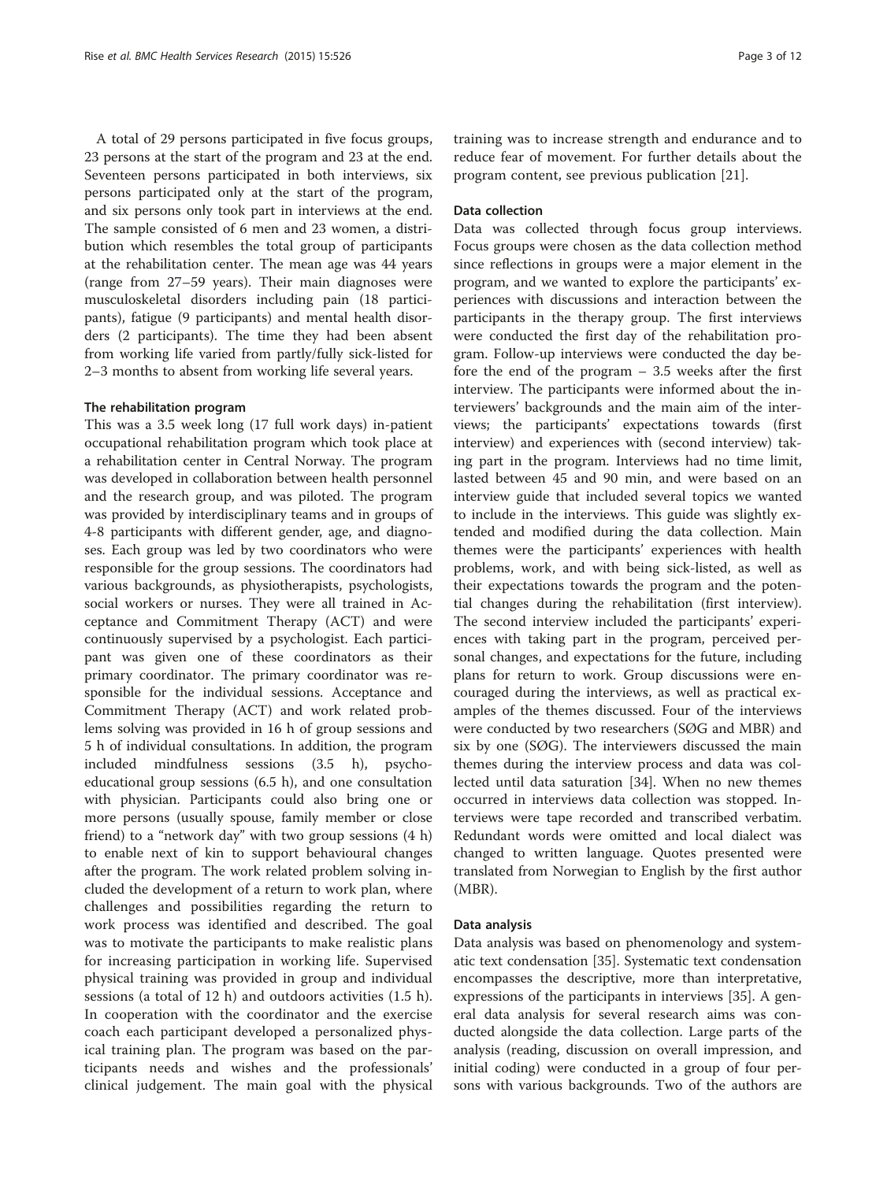A total of 29 persons participated in five focus groups, 23 persons at the start of the program and 23 at the end. Seventeen persons participated in both interviews, six persons participated only at the start of the program, and six persons only took part in interviews at the end. The sample consisted of 6 men and 23 women, a distribution which resembles the total group of participants at the rehabilitation center. The mean age was 44 years (range from 27–59 years). Their main diagnoses were musculoskeletal disorders including pain (18 participants), fatigue (9 participants) and mental health disorders (2 participants). The time they had been absent from working life varied from partly/fully sick-listed for 2–3 months to absent from working life several years.

### The rehabilitation program

This was a 3.5 week long (17 full work days) in-patient occupational rehabilitation program which took place at a rehabilitation center in Central Norway. The program was developed in collaboration between health personnel and the research group, and was piloted. The program was provided by interdisciplinary teams and in groups of 4-8 participants with different gender, age, and diagnoses. Each group was led by two coordinators who were responsible for the group sessions. The coordinators had various backgrounds, as physiotherapists, psychologists, social workers or nurses. They were all trained in Acceptance and Commitment Therapy (ACT) and were continuously supervised by a psychologist. Each participant was given one of these coordinators as their primary coordinator. The primary coordinator was responsible for the individual sessions. Acceptance and Commitment Therapy (ACT) and work related problems solving was provided in 16 h of group sessions and 5 h of individual consultations. In addition, the program included mindfulness sessions (3.5 h), psychoeducational group sessions (6.5 h), and one consultation with physician. Participants could also bring one or more persons (usually spouse, family member or close friend) to a "network day" with two group sessions (4 h) to enable next of kin to support behavioural changes after the program. The work related problem solving included the development of a return to work plan, where challenges and possibilities regarding the return to work process was identified and described. The goal was to motivate the participants to make realistic plans for increasing participation in working life. Supervised physical training was provided in group and individual sessions (a total of 12 h) and outdoors activities (1.5 h). In cooperation with the coordinator and the exercise coach each participant developed a personalized physical training plan. The program was based on the participants needs and wishes and the professionals' clinical judgement. The main goal with the physical training was to increase strength and endurance and to reduce fear of movement. For further details about the program content, see previous publication [21].

### Data collection

Data was collected through focus group interviews. Focus groups were chosen as the data collection method since reflections in groups were a major element in the program, and we wanted to explore the participants' experiences with discussions and interaction between the participants in the therapy group. The first interviews were conducted the first day of the rehabilitation program. Follow-up interviews were conducted the day before the end of the program – 3.5 weeks after the first interview. The participants were informed about the interviewers' backgrounds and the main aim of the interviews; the participants' expectations towards (first interview) and experiences with (second interview) taking part in the program. Interviews had no time limit, lasted between 45 and 90 min, and were based on an interview guide that included several topics we wanted to include in the interviews. This guide was slightly extended and modified during the data collection. Main themes were the participants' experiences with health problems, work, and with being sick-listed, as well as their expectations towards the program and the potential changes during the rehabilitation (first interview). The second interview included the participants' experiences with taking part in the program, perceived personal changes, and expectations for the future, including plans for return to work. Group discussions were encouraged during the interviews, as well as practical examples of the themes discussed. Four of the interviews were conducted by two researchers (SØG and MBR) and six by one (SØG). The interviewers discussed the main themes during the interview process and data was collected until data saturation [34]. When no new themes occurred in interviews data collection was stopped. Interviews were tape recorded and transcribed verbatim. Redundant words were omitted and local dialect was changed to written language. Quotes presented were translated from Norwegian to English by the first author (MBR).

### Data analysis

Data analysis was based on phenomenology and systematic text condensation [35]. Systematic text condensation encompasses the descriptive, more than interpretative, expressions of the participants in interviews [35]. A general data analysis for several research aims was conducted alongside the data collection. Large parts of the analysis (reading, discussion on overall impression, and initial coding) were conducted in a group of four persons with various backgrounds. Two of the authors are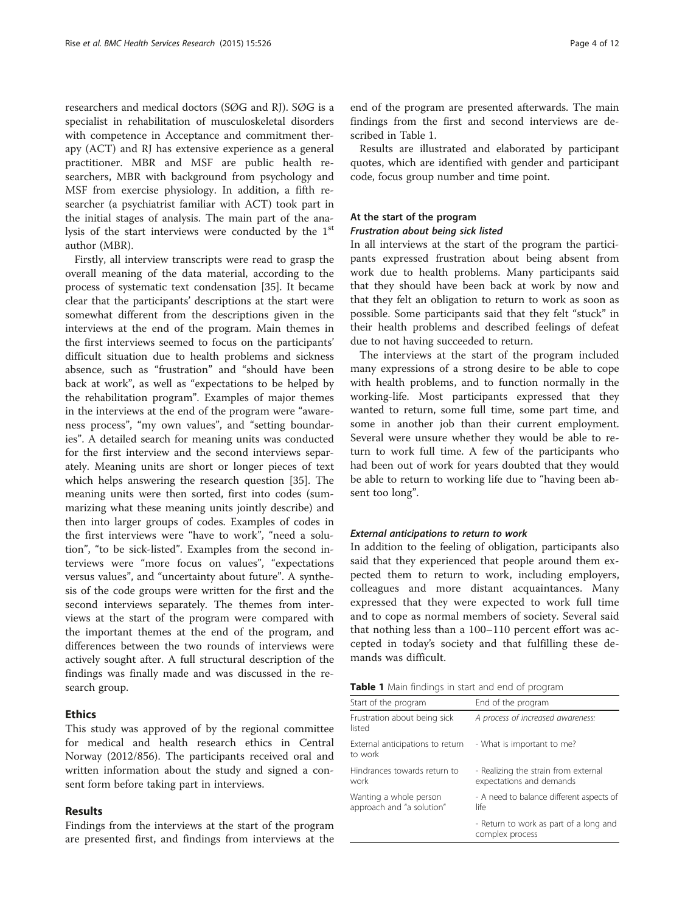researchers and medical doctors (SØG and RJ). SØG is a specialist in rehabilitation of musculoskeletal disorders with competence in Acceptance and commitment therapy (ACT) and RJ has extensive experience as a general practitioner. MBR and MSF are public health researchers, MBR with background from psychology and MSF from exercise physiology. In addition, a fifth researcher (a psychiatrist familiar with ACT) took part in the initial stages of analysis. The main part of the analysis of the start interviews were conducted by the 1st author (MBR).

Firstly, all interview transcripts were read to grasp the overall meaning of the data material, according to the process of systematic text condensation [35]. It became clear that the participants' descriptions at the start were somewhat different from the descriptions given in the interviews at the end of the program. Main themes in the first interviews seemed to focus on the participants' difficult situation due to health problems and sickness absence, such as "frustration" and "should have been back at work", as well as "expectations to be helped by the rehabilitation program". Examples of major themes in the interviews at the end of the program were "awareness process", "my own values", and "setting boundaries". A detailed search for meaning units was conducted for the first interview and the second interviews separately. Meaning units are short or longer pieces of text which helps answering the research question [35]. The meaning units were then sorted, first into codes (summarizing what these meaning units jointly describe) and then into larger groups of codes. Examples of codes in the first interviews were "have to work", "need a solution", "to be sick-listed". Examples from the second interviews were "more focus on values", "expectations versus values", and "uncertainty about future". A synthesis of the code groups were written for the first and the second interviews separately. The themes from interviews at the start of the program were compared with the important themes at the end of the program, and differences between the two rounds of interviews were actively sought after. A full structural description of the findings was finally made and was discussed in the research group.

## Ethics

This study was approved of by the regional committee for medical and health research ethics in Central Norway (2012/856). The participants received oral and written information about the study and signed a consent form before taking part in interviews.

## Results

Findings from the interviews at the start of the program are presented first, and findings from interviews at the end of the program are presented afterwards. The main findings from the first and second interviews are described in Table 1.

Results are illustrated and elaborated by participant quotes, which are identified with gender and participant code, focus group number and time point.

### At the start of the program

#### *Frustration about being sick listed*

In all interviews at the start of the program the participants expressed frustration about being absent from work due to health problems. Many participants said that they should have been back at work by now and that they felt an obligation to return to work as soon as possible. Some participants said that they felt "stuck" in their health problems and described feelings of defeat due to not having succeeded to return.

The interviews at the start of the program included many expressions of a strong desire to be able to cope with health problems, and to function normally in the working-life. Most participants expressed that they wanted to return, some full time, some part time, and some in another job than their current employment. Several were unsure whether they would be able to return to work full time. A few of the participants who had been out of work for years doubted that they would be able to return to working life due to "having been absent too long".

#### *External anticipations to return to work*

In addition to the feeling of obligation, participants also said that they experienced that people around them expected them to return to work, including employers, colleagues and more distant acquaintances. Many expressed that they were expected to work full time and to cope as normal members of society. Several said that nothing less than a 100–110 percent effort was accepted in today's society and that fulfilling these demands was difficult.

**Table 1** Main findings in start and end of program

| Start of the program | End of the program |
|---|---|
| Frustration about being sick listed | *A process of increased awareness:* |
| External anticipations to return to work | - What is important to me? |
| Hindrances towards return to work | - Realizing the strain from external expectations and demands |
| Wanting a whole person approach and "a solution" | - A need to balance different aspects of life |
| | - Return to work as part of a long and complex process |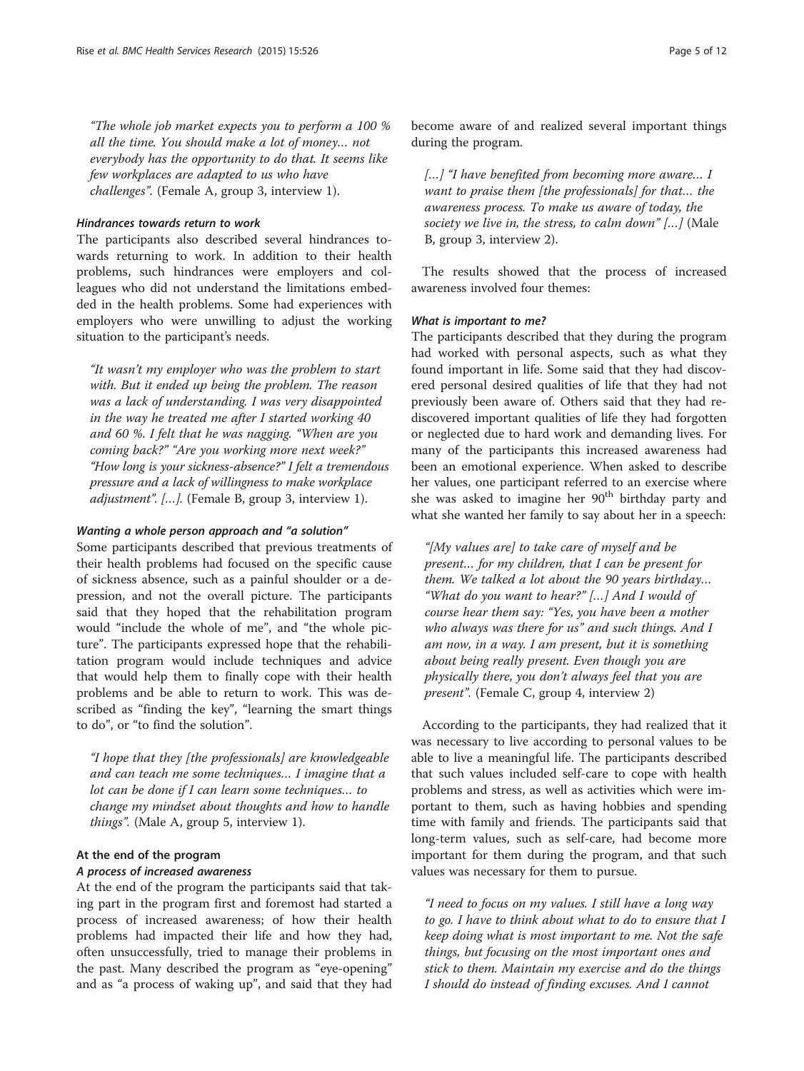*"The whole job market expects you to perform a 100 % all the time. You should make a lot of money… not everybody has the opportunity to do that. It seems like few workplaces are adapted to us who have challenges"*. (Female A, group 3, interview 1).

#### *Hindrances towards return to work*

The participants also described several hindrances towards returning to work. In addition to their health problems, such hindrances were employers and colleagues who did not understand the limitations embedded in the health problems. Some had experiences with employers who were unwilling to adjust the working situation to the participant's needs.

*"It wasn't my employer who was the problem to start with. But it ended up being the problem. The reason was a lack of understanding. I was very disappointed in the way he treated me after I started working 40 and 60 %. I felt that he was nagging. "When are you coming back?" "Are you working more next week?" "How long is your sickness-absence?" I felt a tremendous pressure and a lack of willingness to make workplace adjustment". […]*. (Female B, group 3, interview 1).

#### *Wanting a whole person approach and "a solution"*

Some participants described that previous treatments of their health problems had focused on the specific cause of sickness absence, such as a painful shoulder or a depression, and not the overall picture. The participants said that they hoped that the rehabilitation program would "include the whole of me", and "the whole picture". The participants expressed hope that the rehabilitation program would include techniques and advice that would help them to finally cope with their health problems and be able to return to work. This was described as "finding the key", "learning the smart things to do", or "to find the solution".

*"I hope that they [the professionals] are knowledgeable and can teach me some techniques… I imagine that a lot can be done if I can learn some techniques… to change my mindset about thoughts and how to handle things"*. (Male A, group 5, interview 1).

### At the end of the program

#### *A process of increased awareness*

At the end of the program the participants said that taking part in the program first and foremost had started a process of increased awareness; of how their health problems had impacted their life and how they had, often unsuccessfully, tried to manage their problems in the past. Many described the program as "eye-opening" and as "a process of waking up", and said that they had become aware of and realized several important things during the program.

*[…] "I have benefited from becoming more aware… I want to praise them [the professionals] for that… the awareness process. To make us aware of today, the society we live in, the stress, to calm down" […]* (Male B, group 3, interview 2).

The results showed that the process of increased awareness involved four themes:

#### *What is important to me?*

The participants described that they during the program had worked with personal aspects, such as what they found important in life. Some said that they had discovered personal desired qualities of life that they had not previously been aware of. Others said that they had rediscovered important qualities of life they had forgotten or neglected due to hard work and demanding lives. For many of the participants this increased awareness had been an emotional experience. When asked to describe her values, one participant referred to an exercise where she was asked to imagine her 90th birthday party and what she wanted her family to say about her in a speech:

*"[My values are] to take care of myself and be present… for my children, that I can be present for them. We talked a lot about the 90 years birthday… "What do you want to hear?" […] And I would of course hear them say: "Yes, you have been a mother who always was there for us" and such things. And I am now, in a way. I am present, but it is something about being really present. Even though you are physically there, you don't always feel that you are present"*. (Female C, group 4, interview 2)

According to the participants, they had realized that it was necessary to live according to personal values to be able to live a meaningful life. The participants described that such values included self-care to cope with health problems and stress, as well as activities which were important to them, such as having hobbies and spending time with family and friends. The participants said that long-term values, such as self-care, had become more important for them during the program, and that such values was necessary for them to pursue.

*"I need to focus on my values. I still have a long way to go. I have to think about what to do to ensure that I keep doing what is most important to me. Not the safe things, but focusing on the most important ones and stick to them. Maintain my exercise and do the things I should do instead of finding excuses. And I cannot*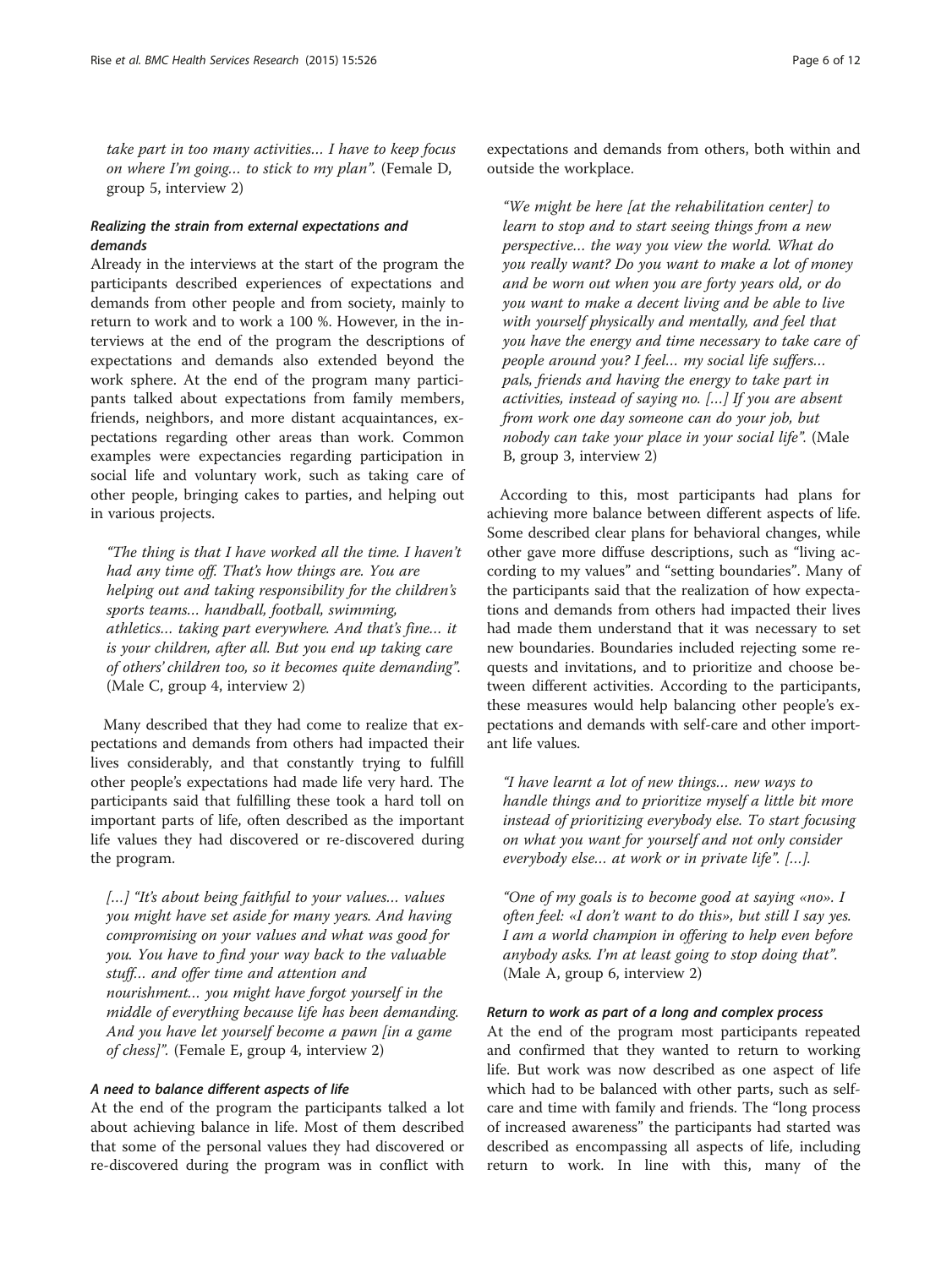*take part in too many activities… I have to keep focus on where I'm going… to stick to my plan".* (Female D, group 5, interview 2)

#### *Realizing the strain from external expectations and demands*

Already in the interviews at the start of the program the participants described experiences of expectations and demands from other people and from society, mainly to return to work and to work a 100 %. However, in the interviews at the end of the program the descriptions of expectations and demands also extended beyond the work sphere. At the end of the program many participants talked about expectations from family members, friends, neighbors, and more distant acquaintances, expectations regarding other areas than work. Common examples were expectancies regarding participation in social life and voluntary work, such as taking care of other people, bringing cakes to parties, and helping out in various projects.

> *"The thing is that I have worked all the time. I haven't had any time off. That's how things are. You are helping out and taking responsibility for the children's sports teams… handball, football, swimming, athletics… taking part everywhere. And that's fine… it is your children, after all. But you end up taking care of others' children too, so it becomes quite demanding".* (Male C, group 4, interview 2)

Many described that they had come to realize that expectations and demands from others had impacted their lives considerably, and that constantly trying to fulfill other people's expectations had made life very hard. The participants said that fulfilling these took a hard toll on important parts of life, often described as the important life values they had discovered or re-discovered during the program.

> *[…] "It's about being faithful to your values… values you might have set aside for many years. And having compromising on your values and what was good for you. You have to find your way back to the valuable stuff… and offer time and attention and nourishment… you might have forgot yourself in the middle of everything because life has been demanding. And you have let yourself become a pawn [in a game of chess]".* (Female E, group 4, interview 2)

#### *A need to balance different aspects of life*

At the end of the program the participants talked a lot about achieving balance in life. Most of them described that some of the personal values they had discovered or re-discovered during the program was in conflict with expectations and demands from others, both within and outside the workplace.

> *"We might be here [at the rehabilitation center] to learn to stop and to start seeing things from a new perspective… the way you view the world. What do you really want? Do you want to make a lot of money and be worn out when you are forty years old, or do you want to make a decent living and be able to live with yourself physically and mentally, and feel that you have the energy and time necessary to take care of people around you? I feel… my social life suffers… pals, friends and having the energy to take part in activities, instead of saying no. […] If you are absent from work one day someone can do your job, but nobody can take your place in your social life".* (Male B, group 3, interview 2)

According to this, most participants had plans for achieving more balance between different aspects of life. Some described clear plans for behavioral changes, while other gave more diffuse descriptions, such as "living according to my values" and "setting boundaries". Many of the participants said that the realization of how expectations and demands from others had impacted their lives had made them understand that it was necessary to set new boundaries. Boundaries included rejecting some requests and invitations, and to prioritize and choose between different activities. According to the participants, these measures would help balancing other people's expectations and demands with self-care and other important life values.

> *"I have learnt a lot of new things… new ways to handle things and to prioritize myself a little bit more instead of prioritizing everybody else. To start focusing on what you want for yourself and not only consider everybody else… at work or in private life". […].*
>
> *"One of my goals is to become good at saying «no». I often feel: «I don't want to do this», but still I say yes. I am a world champion in offering to help even before anybody asks. I'm at least going to stop doing that".* (Male A, group 6, interview 2)

#### *Return to work as part of a long and complex process*

At the end of the program most participants repeated and confirmed that they wanted to return to working life. But work was now described as one aspect of life which had to be balanced with other parts, such as self-care and time with family and friends. The "long process of increased awareness" the participants had started was described as encompassing all aspects of life, including return to work. In line with this, many of the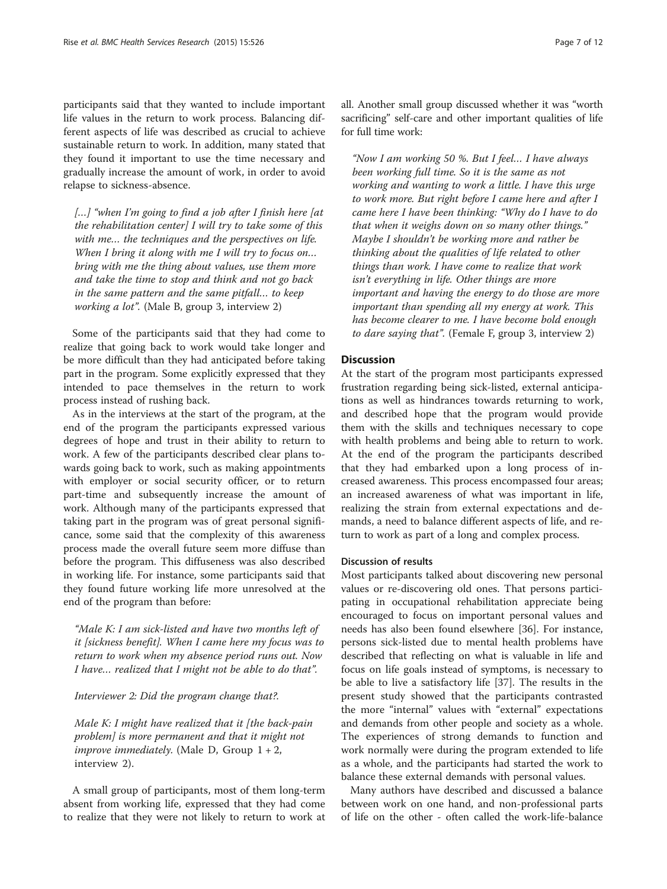participants said that they wanted to include important life values in the return to work process. Balancing different aspects of life was described as crucial to achieve sustainable return to work. In addition, many stated that they found it important to use the time necessary and gradually increase the amount of work, in order to avoid relapse to sickness-absence.

> [...] *"when I'm going to find a job after I finish here [at the rehabilitation center] I will try to take some of this with me… the techniques and the perspectives on life. When I bring it along with me I will try to focus on… bring with me the thing about values, use them more and take the time to stop and think and not go back in the same pattern and the same pitfall… to keep working a lot".* (Male B, group 3, interview 2)

Some of the participants said that they had come to realize that going back to work would take longer and be more difficult than they had anticipated before taking part in the program. Some explicitly expressed that they intended to pace themselves in the return to work process instead of rushing back.

As in the interviews at the start of the program, at the end of the program the participants expressed various degrees of hope and trust in their ability to return to work. A few of the participants described clear plans towards going back to work, such as making appointments with employer or social security officer, or to return part-time and subsequently increase the amount of work. Although many of the participants expressed that taking part in the program was of great personal significance, some said that the complexity of this awareness process made the overall future seem more diffuse than before the program. This diffuseness was also described in working life. For instance, some participants said that they found future working life more unresolved at the end of the program than before:

> *"Male K: I am sick-listed and have two months left of it [sickness benefit]. When I came here my focus was to return to work when my absence period runs out. Now I have… realized that I might not be able to do that".*
>
> *Interviewer 2: Did the program change that?.*
>
> *Male K: I might have realized that it [the back-pain problem] is more permanent and that it might not improve immediately.* (Male D, Group 1 + 2, interview 2).

A small group of participants, most of them long-term absent from working life, expressed that they had come to realize that they were not likely to return to work at all. Another small group discussed whether it was "worth sacrificing" self-care and other important qualities of life for full time work:

> *"Now I am working 50 %. But I feel… I have always been working full time. So it is the same as not working and wanting to work a little. I have this urge to work more. But right before I came here and after I came here I have been thinking: "Why do I have to do that when it weighs down on so many other things." Maybe I shouldn't be working more and rather be thinking about the qualities of life related to other things than work. I have come to realize that work isn't everything in life. Other things are more important and having the energy to do those are more important than spending all my energy at work. This has become clearer to me. I have become bold enough to dare saying that".* (Female F, group 3, interview 2)

## Discussion

At the start of the program most participants expressed frustration regarding being sick-listed, external anticipations as well as hindrances towards returning to work, and described hope that the program would provide them with the skills and techniques necessary to cope with health problems and being able to return to work. At the end of the program the participants described that they had embarked upon a long process of increased awareness. This process encompassed four areas; an increased awareness of what was important in life, realizing the strain from external expectations and demands, a need to balance different aspects of life, and return to work as part of a long and complex process.

### Discussion of results

Most participants talked about discovering new personal values or re-discovering old ones. That persons participating in occupational rehabilitation appreciate being encouraged to focus on important personal values and needs has also been found elsewhere [36]. For instance, persons sick-listed due to mental health problems have described that reflecting on what is valuable in life and focus on life goals instead of symptoms, is necessary to be able to live a satisfactory life [37]. The results in the present study showed that the participants contrasted the more "internal" values with "external" expectations and demands from other people and society as a whole. The experiences of strong demands to function and work normally were during the program extended to life as a whole, and the participants had started the work to balance these external demands with personal values.

Many authors have described and discussed a balance between work on one hand, and non-professional parts of life on the other - often called the work-life-balance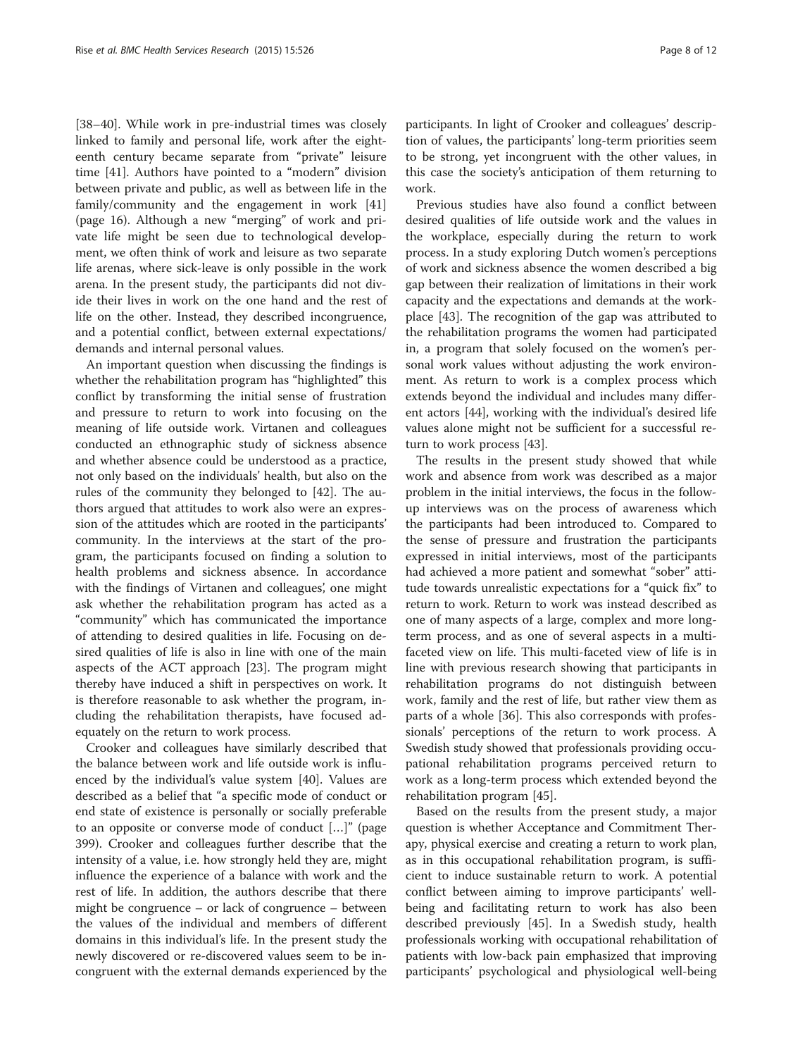[38–40]. While work in pre-industrial times was closely linked to family and personal life, work after the eighteenth century became separate from "private" leisure time [41]. Authors have pointed to a "modern" division between private and public, as well as between life in the family/community and the engagement in work [41] (page 16). Although a new "merging" of work and private life might be seen due to technological development, we often think of work and leisure as two separate life arenas, where sick-leave is only possible in the work arena. In the present study, the participants did not divide their lives in work on the one hand and the rest of life on the other. Instead, they described incongruence, and a potential conflict, between external expectations/demands and internal personal values.

An important question when discussing the findings is whether the rehabilitation program has "highlighted" this conflict by transforming the initial sense of frustration and pressure to return to work into focusing on the meaning of life outside work. Virtanen and colleagues conducted an ethnographic study of sickness absence and whether absence could be understood as a practice, not only based on the individuals' health, but also on the rules of the community they belonged to [42]. The authors argued that attitudes to work also were an expression of the attitudes which are rooted in the participants' community. In the interviews at the start of the program, the participants focused on finding a solution to health problems and sickness absence. In accordance with the findings of Virtanen and colleagues', one might ask whether the rehabilitation program has acted as a "community" which has communicated the importance of attending to desired qualities in life. Focusing on desired qualities of life is also in line with one of the main aspects of the ACT approach [23]. The program might thereby have induced a shift in perspectives on work. It is therefore reasonable to ask whether the program, including the rehabilitation therapists, have focused adequately on the return to work process.

Crooker and colleagues have similarly described that the balance between work and life outside work is influenced by the individual's value system [40]. Values are described as a belief that "a specific mode of conduct or end state of existence is personally or socially preferable to an opposite or converse mode of conduct […]" (page 399). Crooker and colleagues further describe that the intensity of a value, i.e. how strongly held they are, might influence the experience of a balance with work and the rest of life. In addition, the authors describe that there might be congruence – or lack of congruence – between the values of the individual and members of different domains in this individual's life. In the present study the newly discovered or re-discovered values seem to be incongruent with the external demands experienced by the participants. In light of Crooker and colleagues' description of values, the participants' long-term priorities seem to be strong, yet incongruent with the other values, in this case the society's anticipation of them returning to work.

Previous studies have also found a conflict between desired qualities of life outside work and the values in the workplace, especially during the return to work process. In a study exploring Dutch women's perceptions of work and sickness absence the women described a big gap between their realization of limitations in their work capacity and the expectations and demands at the workplace [43]. The recognition of the gap was attributed to the rehabilitation programs the women had participated in, a program that solely focused on the women's personal work values without adjusting the work environment. As return to work is a complex process which extends beyond the individual and includes many different actors [44], working with the individual's desired life values alone might not be sufficient for a successful return to work process [43].

The results in the present study showed that while work and absence from work was described as a major problem in the initial interviews, the focus in the follow-up interviews was on the process of awareness which the participants had been introduced to. Compared to the sense of pressure and frustration the participants expressed in initial interviews, most of the participants had achieved a more patient and somewhat "sober" attitude towards unrealistic expectations for a "quick fix" to return to work. Return to work was instead described as one of many aspects of a large, complex and more long-term process, and as one of several aspects in a multi-faceted view on life. This multi-faceted view of life is in line with previous research showing that participants in rehabilitation programs do not distinguish between work, family and the rest of life, but rather view them as parts of a whole [36]. This also corresponds with professionals' perceptions of the return to work process. A Swedish study showed that professionals providing occupational rehabilitation programs perceived return to work as a long-term process which extended beyond the rehabilitation program [45].

Based on the results from the present study, a major question is whether Acceptance and Commitment Therapy, physical exercise and creating a return to work plan, as in this occupational rehabilitation program, is sufficient to induce sustainable return to work. A potential conflict between aiming to improve participants' well-being and facilitating return to work has also been described previously [45]. In a Swedish study, health professionals working with occupational rehabilitation of patients with low-back pain emphasized that improving participants' psychological and physiological well-being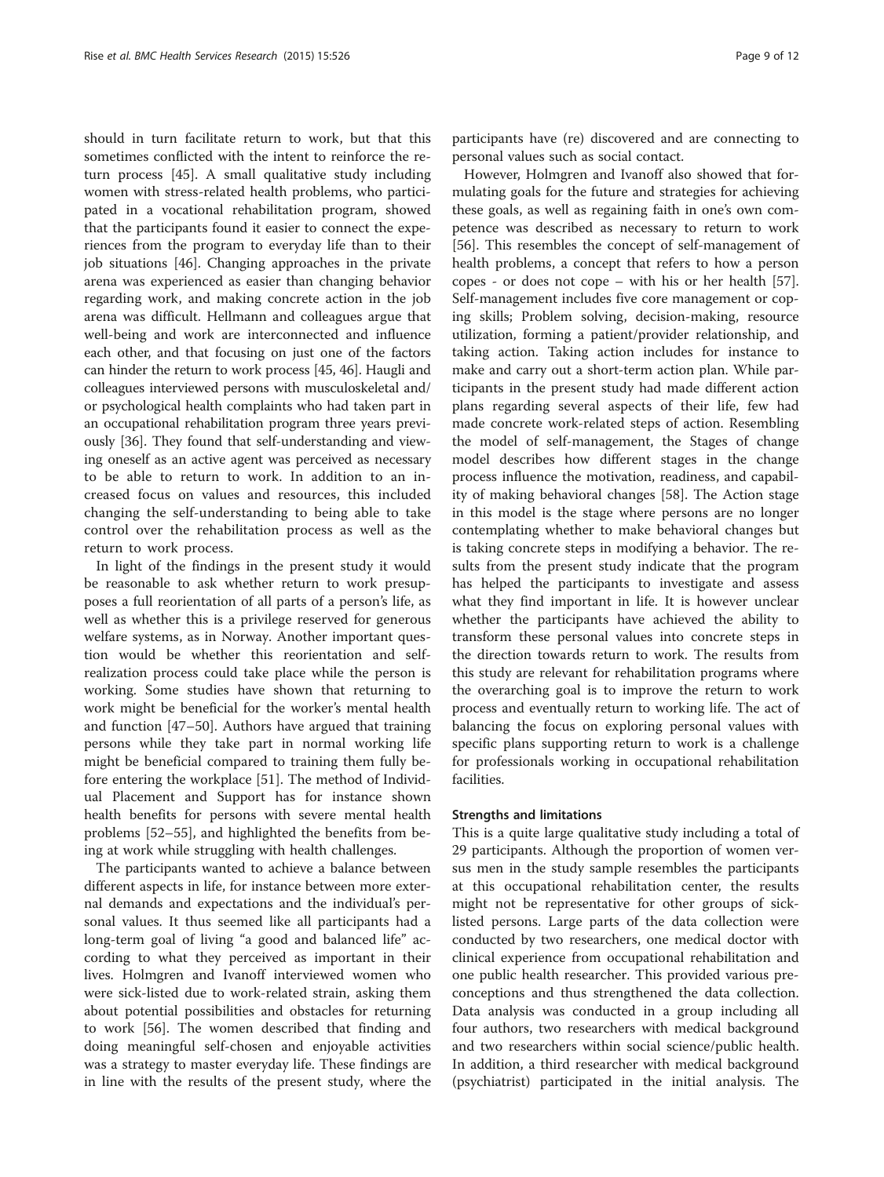should in turn facilitate return to work, but that this sometimes conflicted with the intent to reinforce the return process [45]. A small qualitative study including women with stress-related health problems, who participated in a vocational rehabilitation program, showed that the participants found it easier to connect the experiences from the program to everyday life than to their job situations [46]. Changing approaches in the private arena was experienced as easier than changing behavior regarding work, and making concrete action in the job arena was difficult. Hellmann and colleagues argue that well-being and work are interconnected and influence each other, and that focusing on just one of the factors can hinder the return to work process [45, 46]. Haugli and colleagues interviewed persons with musculoskeletal and/ or psychological health complaints who had taken part in an occupational rehabilitation program three years previously [36]. They found that self-understanding and viewing oneself as an active agent was perceived as necessary to be able to return to work. In addition to an increased focus on values and resources, this included changing the self-understanding to being able to take control over the rehabilitation process as well as the return to work process.

In light of the findings in the present study it would be reasonable to ask whether return to work presupposes a full reorientation of all parts of a person's life, as well as whether this is a privilege reserved for generous welfare systems, as in Norway. Another important question would be whether this reorientation and self-realization process could take place while the person is working. Some studies have shown that returning to work might be beneficial for the worker's mental health and function [47–50]. Authors have argued that training persons while they take part in normal working life might be beneficial compared to training them fully before entering the workplace [51]. The method of Individual Placement and Support has for instance shown health benefits for persons with severe mental health problems [52–55], and highlighted the benefits from being at work while struggling with health challenges.

The participants wanted to achieve a balance between different aspects in life, for instance between more external demands and expectations and the individual's personal values. It thus seemed like all participants had a long-term goal of living "a good and balanced life" according to what they perceived as important in their lives. Holmgren and Ivanoff interviewed women who were sick-listed due to work-related strain, asking them about potential possibilities and obstacles for returning to work [56]. The women described that finding and doing meaningful self-chosen and enjoyable activities was a strategy to master everyday life. These findings are in line with the results of the present study, where the participants have (re) discovered and are connecting to personal values such as social contact.

However, Holmgren and Ivanoff also showed that formulating goals for the future and strategies for achieving these goals, as well as regaining faith in one's own competence was described as necessary to return to work [56]. This resembles the concept of self-management of health problems, a concept that refers to how a person copes - or does not cope – with his or her health [57]. Self-management includes five core management or coping skills; Problem solving, decision-making, resource utilization, forming a patient/provider relationship, and taking action. Taking action includes for instance to make and carry out a short-term action plan. While participants in the present study had made different action plans regarding several aspects of their life, few had made concrete work-related steps of action. Resembling the model of self-management, the Stages of change model describes how different stages in the change process influence the motivation, readiness, and capability of making behavioral changes [58]. The Action stage in this model is the stage where persons are no longer contemplating whether to make behavioral changes but is taking concrete steps in modifying a behavior. The results from the present study indicate that the program has helped the participants to investigate and assess what they find important in life. It is however unclear whether the participants have achieved the ability to transform these personal values into concrete steps in the direction towards return to work. The results from this study are relevant for rehabilitation programs where the overarching goal is to improve the return to work process and eventually return to working life. The act of balancing the focus on exploring personal values with specific plans supporting return to work is a challenge for professionals working in occupational rehabilitation facilities.

### Strengths and limitations

This is a quite large qualitative study including a total of 29 participants. Although the proportion of women versus men in the study sample resembles the participants at this occupational rehabilitation center, the results might not be representative for other groups of sick-listed persons. Large parts of the data collection were conducted by two researchers, one medical doctor with clinical experience from occupational rehabilitation and one public health researcher. This provided various preconceptions and thus strengthened the data collection. Data analysis was conducted in a group including all four authors, two researchers with medical background and two researchers within social science/public health. In addition, a third researcher with medical background (psychiatrist) participated in the initial analysis. The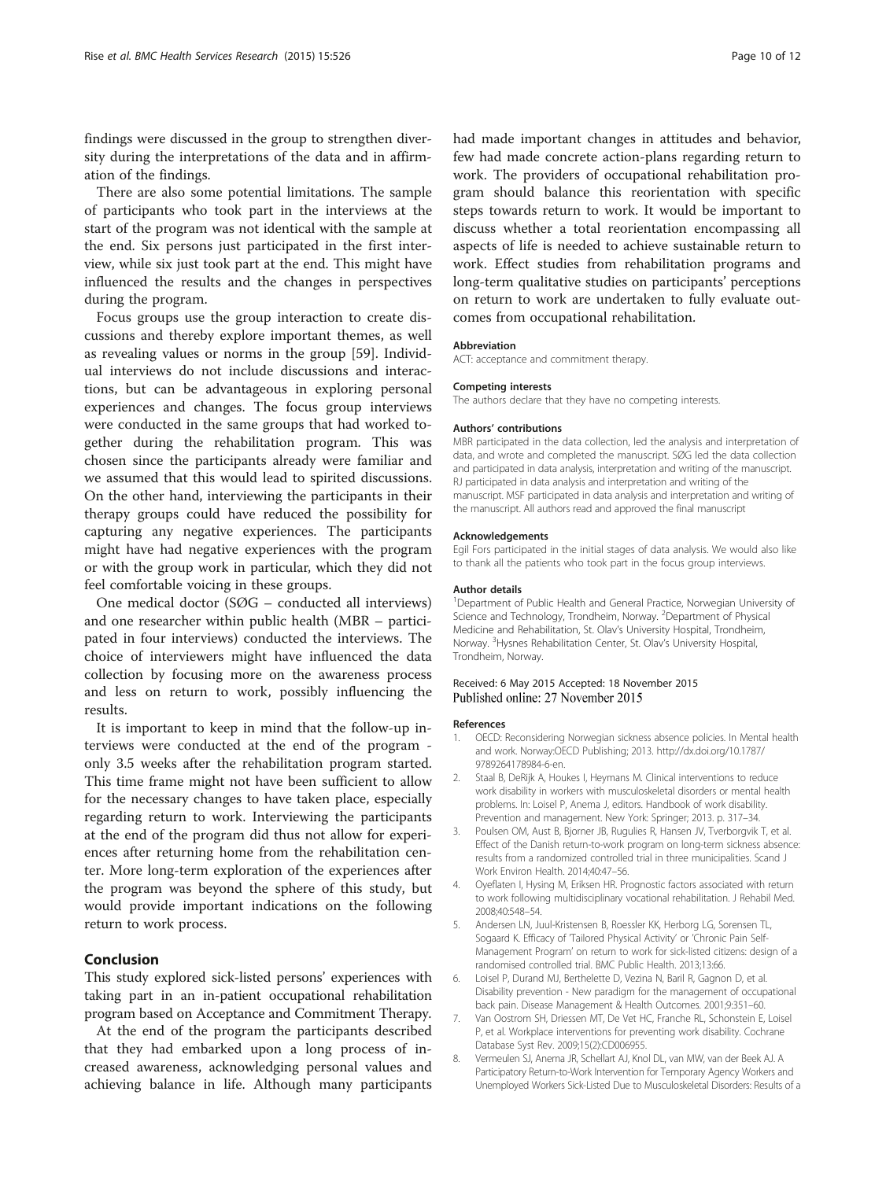findings were discussed in the group to strengthen diversity during the interpretations of the data and in affirmation of the findings.

There are also some potential limitations. The sample of participants who took part in the interviews at the start of the program was not identical with the sample at the end. Six persons just participated in the first interview, while six just took part at the end. This might have influenced the results and the changes in perspectives during the program.

Focus groups use the group interaction to create discussions and thereby explore important themes, as well as revealing values or norms in the group [59]. Individual interviews do not include discussions and interactions, but can be advantageous in exploring personal experiences and changes. The focus group interviews were conducted in the same groups that had worked together during the rehabilitation program. This was chosen since the participants already were familiar and we assumed that this would lead to spirited discussions. On the other hand, interviewing the participants in their therapy groups could have reduced the possibility for capturing any negative experiences. The participants might have had negative experiences with the program or with the group work in particular, which they did not feel comfortable voicing in these groups.

One medical doctor (SØG – conducted all interviews) and one researcher within public health (MBR – participated in four interviews) conducted the interviews. The choice of interviewers might have influenced the data collection by focusing more on the awareness process and less on return to work, possibly influencing the results.

It is important to keep in mind that the follow-up interviews were conducted at the end of the program - only 3.5 weeks after the rehabilitation program started. This time frame might not have been sufficient to allow for the necessary changes to have taken place, especially regarding return to work. Interviewing the participants at the end of the program did thus not allow for experiences after returning home from the rehabilitation center. More long-term exploration of the experiences after the program was beyond the sphere of this study, but would provide important indications on the following return to work process.

## Conclusion

This study explored sick-listed persons' experiences with taking part in an in-patient occupational rehabilitation program based on Acceptance and Commitment Therapy.

At the end of the program the participants described that they had embarked upon a long process of increased awareness, acknowledging personal values and achieving balance in life. Although many participants had made important changes in attitudes and behavior, few had made concrete action-plans regarding return to work. The providers of occupational rehabilitation program should balance this reorientation with specific steps towards return to work. It would be important to discuss whether a total reorientation encompassing all aspects of life is needed to achieve sustainable return to work. Effect studies from rehabilitation programs and long-term qualitative studies on participants' perceptions on return to work are undertaken to fully evaluate outcomes from occupational rehabilitation.

#### Abbreviation

ACT: acceptance and commitment therapy.

#### Competing interests

The authors declare that they have no competing interests.

#### Authors' contributions

MBR participated in the data collection, led the analysis and interpretation of data, and wrote and completed the manuscript. SØG led the data collection and participated in data analysis, interpretation and writing of the manuscript. RJ participated in data analysis and interpretation and writing of the manuscript. MSF participated in data analysis and interpretation and writing of the manuscript. All authors read and approved the final manuscript

#### Acknowledgements

Egil Fors participated in the initial stages of data analysis. We would also like to thank all the patients who took part in the focus group interviews.

#### Author details

[1]Department of Public Health and General Practice, Norwegian University of Science and Technology, Trondheim, Norway. [2]Department of Physical Medicine and Rehabilitation, St. Olav's University Hospital, Trondheim, Norway. [3]Hysnes Rehabilitation Center, St. Olav's University Hospital, Trondheim, Norway.

Received: 6 May 2015 Accepted: 18 November 2015
Published online: 27 November 2015

#### References

1. OECD: Reconsidering Norwegian sickness absence policies. In Mental health and work. Norway:OECD Publishing; 2013. http://dx.doi.org/10.1787/9789264178984-6-en.
2. Staal B, DeRijk A, Houkes I, Heymans M. Clinical interventions to reduce work disability in workers with musculoskeletal disorders or mental health problems. In: Loisel P, Anema J, editors. Handbook of work disability. Prevention and management. New York: Springer; 2013. p. 317–34.
3. Poulsen OM, Aust B, Bjorner JB, Rugulies R, Hansen JV, Tverborgvik T, et al. Effect of the Danish return-to-work program on long-term sickness absence: results from a randomized controlled trial in three municipalities. Scand J Work Environ Health. 2014;40:47–56.
4. Oyeflaten I, Hysing M, Eriksen HR. Prognostic factors associated with return to work following multidisciplinary vocational rehabilitation. J Rehabil Med. 2008;40:548–54.
5. Andersen LN, Juul-Kristensen B, Roessler KK, Herborg LG, Sorensen TL, Sogaard K. Efficacy of 'Tailored Physical Activity' or 'Chronic Pain Self-Management Program' on return to work for sick-listed citizens: design of a randomised controlled trial. BMC Public Health. 2013;13:66.
6. Loisel P, Durand MJ, Berthelette D, Vezina N, Baril R, Gagnon D, et al. Disability prevention - New paradigm for the management of occupational back pain. Disease Management & Health Outcomes. 2001;9:351–60.
7. Van Oostrom SH, Driessen MT, De Vet HC, Franche RL, Schonstein E, Loisel P, et al. Workplace interventions for preventing work disability. Cochrane Database Syst Rev. 2009;15(2):CD006955.
8. Vermeulen SJ, Anema JR, Schellart AJ, Knol DL, van MW, van der Beek AJ. A Participatory Return-to-Work Intervention for Temporary Agency Workers and Unemployed Workers Sick-Listed Due to Musculoskeletal Disorders: Results of a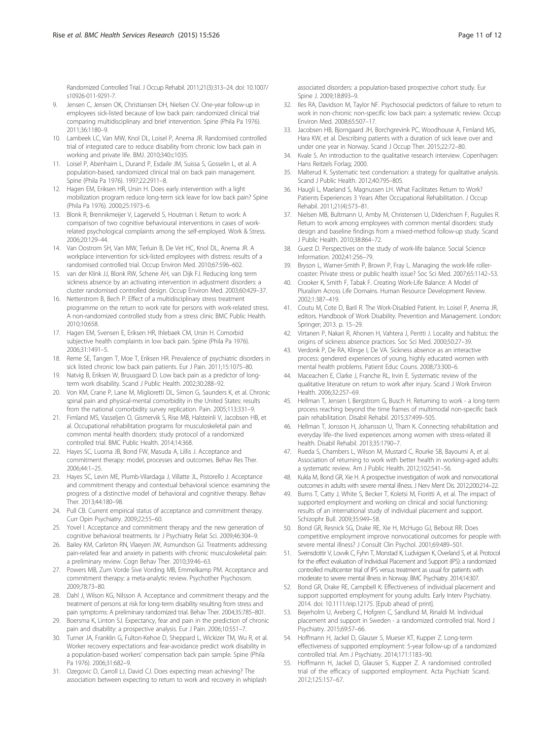Randomized Controlled Trial. J Occup Rehabil. 2011;21(3):313–24. doi: 10.1007/s10926-011-9291-7.

9. Jensen C, Jensen OK, Christiansen DH, Nielsen CV. One-year follow-up in employees sick-listed because of low back pain: randomized clinical trial comparing multidisciplinary and brief intervention. Spine (Phila Pa 1976). 2011;36:1180–9.
10. Lambeek LC, Van MW, Knol DL, Loisel P, Anema JR. Randomised controlled trial of integrated care to reduce disability from chronic low back pain in working and private life. BMJ. 2010;340:c1035.
11. Loisel P, Abenhaim L, Durand P, Esdaile JM, Suissa S, Gosselin L, et al. A population-based, randomized clinical trial on back pain management. Spine (Phila Pa 1976). 1997;22:2911–8.
12. Hagen EM, Eriksen HR, Ursin H. Does early intervention with a light mobilization program reduce long-term sick leave for low back pain? Spine (Phila Pa 1976). 2000;25:1973–6.
13. Blonk R, Brennikmeijer V, Lagerveld S, Houtman I. Return to work: A comparison of two cognitive behavioural interventions in cases of work-related psychological complaints among the self-employed. Work & Stress. 2006;20:129–44.
14. Van Oostrom SH, Van MW, Terluin B, De Vet HC, Knol DL, Anema JR. A workplace intervention for sick-listed employees with distress: results of a randomised controlled trial. Occup Environ Med. 2010;67:596–602.
15. van der Klink JJ, Blonk RW, Schene AH, van Dijk FJ. Reducing long term sickness absence by an activating intervention in adjustment disorders: a cluster randomised controlled design. Occup Environ Med. 2003;60:429–37.
16. Netterstrom B, Bech P. Effect of a multidisciplinary stress treatment programme on the return to work rate for persons with work-related stress. A non-randomized controlled study from a stress clinic BMC Public Health. 2010;10:658.
17. Hagen EM, Svensen E, Eriksen HR, Ihlebaek CM, Ursin H. Comorbid subjective health complaints in low back pain. Spine (Phila Pa 1976). 2006;31:1491–5.
18. Reme SE, Tangen T, Moe T, Eriksen HR. Prevalence of psychiatric disorders in sick listed chronic low back pain patients. Eur J Pain. 2011;15:1075–80.
19. Natvig B, Eriksen W, Bruusgaard D. Low back pain as a predictor of long-term work disability. Scand J Public Health. 2002;30:288–92.
20. Von KM, Crane P, Lane M, Miglioretti DL, Simon G, Saunders K, et al. Chronic spinal pain and physical-mental comorbidity in the United States: results from the national comorbidity survey replication. Pain. 2005;113:331–9.
21. Fimland MS, Vasseljen O, Gismervik S, Rise MB, Halsteinli V, Jacobsen HB, et al. Occupational rehabilitation programs for musculoskeletal pain and common mental health disorders: study protocol of a randomized controlled trial. BMC Public Health. 2014;14:368.
22. Hayes SC, Luoma JB, Bond FW, Masuda A, Lillis J. Acceptance and commitment therapy: model, processes and outcomes. Behav Res Ther. 2006;44:1–25.
23. Hayes SC, Levin ME, Plumb-Vilardaga J, Villatte JL, Pistorello J. Acceptance and commitment therapy and contextual behavioral science: examining the progress of a distinctive model of behavioral and cognitive therapy. Behav Ther. 2013;44:180–98.
24. Pull CB. Current empirical status of acceptance and commitment therapy. Curr Opin Psychiatry. 2009;22:55–60.
25. Yovel I. Acceptance and commitment therapy and the new generation of cognitive behavioral treatments. Isr J Psychiatry Relat Sci. 2009;46:304–9.
26. Bailey KM, Carleton RN, Vlaeyen JW, Asmundson GJ. Treatments addressing pain-related fear and anxiety in patients with chronic musculoskeletal pain: a preliminary review. Cogn Behav Ther. 2010;39:46–63.
27. Powers MB, Zum Vorde Sive Vording MB, Emmelkamp PM. Acceptance and commitment therapy: a meta-analytic review. Psychother Psychosom. 2009;78:73–80.
28. Dahl J, Wilson KG, Nilsson A. Acceptance and commitment therapy and the treatment of persons at risk for long-term disability resulting from stress and pain symptoms: A preliminary randomized trial. Behav Ther. 2004;35:785–801.
29. Boersma K, Linton SJ. Expectancy, fear and pain in the prediction of chronic pain and disability: a prospective analysis. Eur J Pain. 2006;10:551–7.
30. Turner JA, Franklin G, Fulton-Kehoe D, Sheppard L, Wickizer TM, Wu R, et al. Worker recovery expectations and fear-avoidance predict work disability in a population-based workers' compensation back pain sample. Spine (Phila Pa 1976). 2006;31:682–9.
31. Ozegovic D, Carroll LJ, David CJ. Does expecting mean achieving? The association between expecting to return to work and recovery in whiplash associated disorders: a population-based prospective cohort study. Eur Spine J. 2009;18:893–9.
32. Iles RA, Davidson M, Taylor NF. Psychosocial predictors of failure to return to work in non-chronic non-specific low back pain: a systematic review. Occup Environ Med. 2008;65:507–17.
33. Jacobsen HB, Bjorngaard JH, Borchgrevink PC, Woodhouse A, Fimland MS, Hara KW, et al. Describing patients with a duration of sick leave over and under one year in Norway. Scand J Occup Ther. 2015;22:72–80.
34. Kvale S. An introduction to the qualitative research interview. Copenhagen: Hans Reitzels Forlag; 2000.
35. Malterud K. Systematic text condensation: a strategy for qualitative analysis. Scand J Public Health. 2012;40:795–805.
36. Haugli L, Maeland S, Magnussen LH. What Facilitates Return to Work? Patients Experiences 3 Years After Occupational Rehabilitation. J Occup Rehabil. 2011;21(4):573–81.
37. Nielsen MB, Bultmann U, Amby M, Christensen U, Diderichsen F, Rugulies R. Return to work among employees with common mental disorders: study design and baseline findings from a mixed-method follow-up study. Scand J Public Health. 2010;38:864–72.
38. Guest D. Perspectives on the study of work-life balance. Social Science Information. 2002;41:256–79.
39. Bryson L, Warner-Smith P, Brown P, Fray L. Managing the work-life roller-coaster: Private stress or public health issue? Soc Sci Med. 2007;65:1142–53.
40. Crooker K, Smith F, Tabak F. Creating Work-Life Balance: A Model of Pluralism Across Life Domains. Human Resource Development Review. 2002;1:387–419.
41. Coutu M, Cote D, Baril R. The Work-Disabled Patient. In: Loisel P, Anema JR, editors. Handbook of Work Disability. Prevention and Management. London: Springer; 2013. p. 15–29.
42. Virtanen P, Nakari R, Ahonen H, Vahtera J, Pentti J. Locality and habitus: the origins of sickness absence practices. Soc Sci Med. 2000;50:27–39.
43. Verdonk P, De RA, Klinge I, De VA. Sickness absence as an interactive process: gendered experiences of young, highly educated women with mental health problems. Patient Educ Couns. 2008;73:300–6.
44. Maceachen E, Clarke J, Franche RL, Irvin E. Systematic review of the qualitative literature on return to work after injury. Scand J Work Environ Health. 2006;32:257–69.
45. Hellman T, Jensen I, Bergstrom G, Busch H. Returning to work - a long-term process reaching beyond the time frames of multimodal non-specific back pain rehabilitation. Disabil Rehabil. 2015;37:499–505.
46. Hellman T, Jonsson H, Johansson U, Tham K. Connecting rehabilitation and everyday life–the lived experiences among women with stress-related ill health. Disabil Rehabil. 2013;35:1790–7.
47. Rueda S, Chambers L, Wilson M, Mustard C, Rourke SB, Bayoumi A, et al. Association of returning to work with better health in working-aged adults: a systematic review. Am J Public Health. 2012;102:541–56.
48. Kukla M, Bond GR, Xie H. A prospective investigation of work and nonvocational outcomes in adults with severe mental illness. J Nerv Ment Dis. 2012;200:214–22.
49. Burns T, Catty J, White S, Becker T, Koletsi M, Fioritti A, et al. The impact of supported employment and working on clinical and social functioning: results of an international study of individual placement and support. Schizophr Bull. 2009;35:949–58.
50. Bond GR, Resnick SG, Drake RE, Xie H, McHugo GJ, Bebout RR. Does competitive employment improve nonvocational outcomes for people with severe mental illness? J Consult Clin Psychol. 2001;69:489–501.
51. Sveinsdottir V, Lovvik C, Fyhn T, Monstad K, Ludvigsen K, Overland S, et al. Protocol for the effect evaluation of Individual Placement and Support (IPS): a randomized controlled multicenter trial of IPS versus treatment as usual for patients with moderate to severe mental illness in Norway. BMC Psychiatry. 2014;14:307.
52. Bond GR, Drake RE, Campbell K: Effectiveness of individual placement and support supported employment for young adults. Early Interv Psychiatry. 2014. doi: 10.1111/eip.12175. [Epub ahead of print].
53. Bejerholm U, Areberg C, Hofgren C, Sandlund M, Rinaldi M. Individual placement and support in Sweden - a randomized controlled trial. Nord J Psychiatry. 2015;69:57–66.
54. Hoffmann H, Jackel D, Glauser S, Mueser KT, Kupper Z. Long-term effectiveness of supported employment: 5-year follow-up of a randomized controlled trial. Am J Psychiatry. 2014;171:1183–90.
55. Hoffmann H, Jackel D, Glauser S, Kupper Z. A randomised controlled trial of the efficacy of supported employment. Acta Psychiatr Scand. 2012;125:157–67.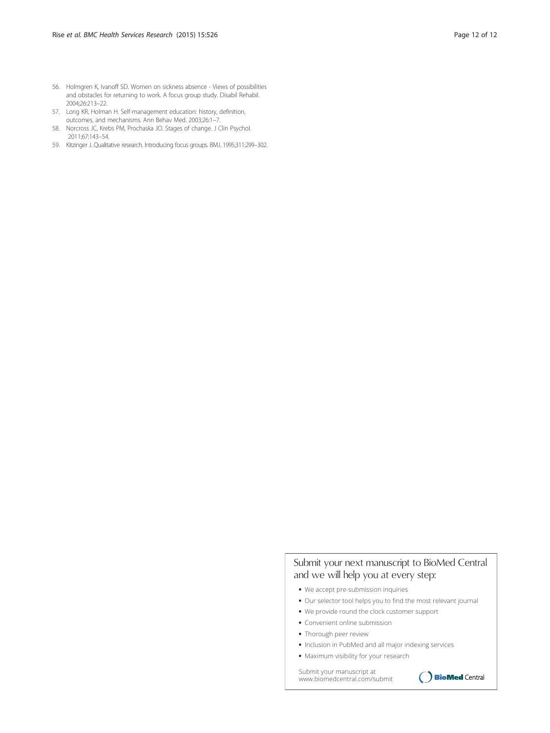56. Holmgren K, Ivanoff SD. Women on sickness absence - Views of possibilities and obstacles for returning to work. A focus group study. Disabil Rehabil. 2004;26:213–22.
57. Lorig KR, Holman H. Self-management education: history, definition, outcomes, and mechanisms. Ann Behav Med. 2003;26:1–7.
58. Norcross JC, Krebs PM, Prochaska JO. Stages of change. J Clin Psychol. 2011;67:143–54.
59. Kitzinger J. Qualitative research. Introducing focus groups. BMJ. 1995;311:299–302.

Submit your next manuscript to BioMed Central and we will help you at every step:

- We accept pre-submission inquiries
- Our selector tool helps you to find the most relevant journal
- We provide round the clock customer support
- Convenient online submission
- Thorough peer review
- Inclusion in PubMed and all major indexing services
- Maximum visibility for your research

Submit your manuscript at www.biomedcentral.com/submit

BioMed Central